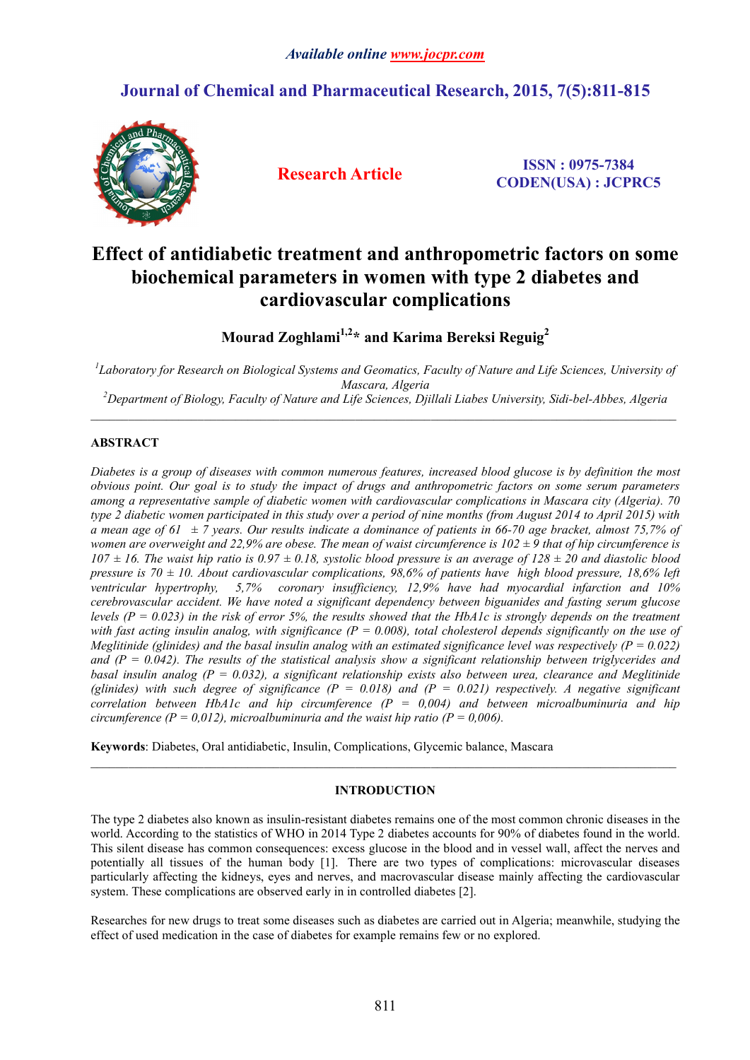# Effect of antidiabetic treatment and anthropometric factors on some biochemical parameters in women with type 2 diabetes and cardiovascular complications

**Mourad Zoghlami[1,2]* and Karima Bereksi Reguig[2]**

[1]*Laboratory for Research on Biological Systems and Geomatics, Faculty of Nature and Life Sciences, University of Mascara, Algeria*

[2]*Department of Biology, Faculty of Nature and Life Sciences, Djillali Liabes University, Sidi-bel-Abbes, Algeria*

---

## ABSTRACT

*Diabetes is a group of diseases with common numerous features, increased blood glucose is by definition the most obvious point. Our goal is to study the impact of drugs and anthropometric factors on some serum parameters among a representative sample of diabetic women with cardiovascular complications in Mascara city (Algeria). 70 type 2 diabetic women participated in this study over a period of nine months (from August 2014 to April 2015) with a mean age of 61 ± 7 years. Our results indicate a dominance of patients in 66-70 age bracket, almost 75,7% of women are overweight and 22,9% are obese. The mean of waist circumference is 102 ± 9 that of hip circumference is 107 ± 16. The waist hip ratio is 0.97 ± 0.18, systolic blood pressure is an average of 128 ± 20 and diastolic blood pressure is 70 ± 10. About cardiovascular complications, 98,6% of patients have high blood pressure, 18,6% left ventricular hypertrophy, 5,7% coronary insufficiency, 12,9% have had myocardial infarction and 10% cerebrovascular accident. We have noted a significant dependency between biguanides and fasting serum glucose levels ($P = 0.023$) in the risk of error 5%, the results showed that the HbA1c is strongly depends on the treatment with fast acting insulin analog, with significance ($P = 0.008$), total cholesterol depends significantly on the use of Meglitinide (glinides) and the basal insulin analog with an estimated significance level was respectively ($P = 0.022$) and ($P = 0.042$). The results of the statistical analysis show a significant relationship between triglycerides and basal insulin analog ($P = 0.032$), a significant relationship exists also between urea, clearance and Meglitinide (glinides) with such degree of significance ($P = 0.018$) and ($P = 0.021$) respectively. A negative significant correlation between HbA1c and hip circumference ($P = 0,004$) and between microalbuminuria and hip circumference ($P = 0,012$), microalbuminuria and the waist hip ratio ($P = 0,006$).*

**Keywords**: Diabetes, Oral antidiabetic, Insulin, Complications, Glycemic balance, Mascara

---

## INTRODUCTION

The type 2 diabetes also known as insulin-resistant diabetes remains one of the most common chronic diseases in the world. According to the statistics of WHO in 2014 Type 2 diabetes accounts for 90% of diabetes found in the world. This silent disease has common consequences: excess glucose in the blood and in vessel wall, affect the nerves and potentially all tissues of the human body [1]. There are two types of complications: microvascular diseases particularly affecting the kidneys, eyes and nerves, and macrovascular disease mainly affecting the cardiovascular system. These complications are observed early in in controlled diabetes [2].

Researches for new drugs to treat some diseases such as diabetes are carried out in Algeria; meanwhile, studying the effect of used medication in the case of diabetes for example remains few or no explored.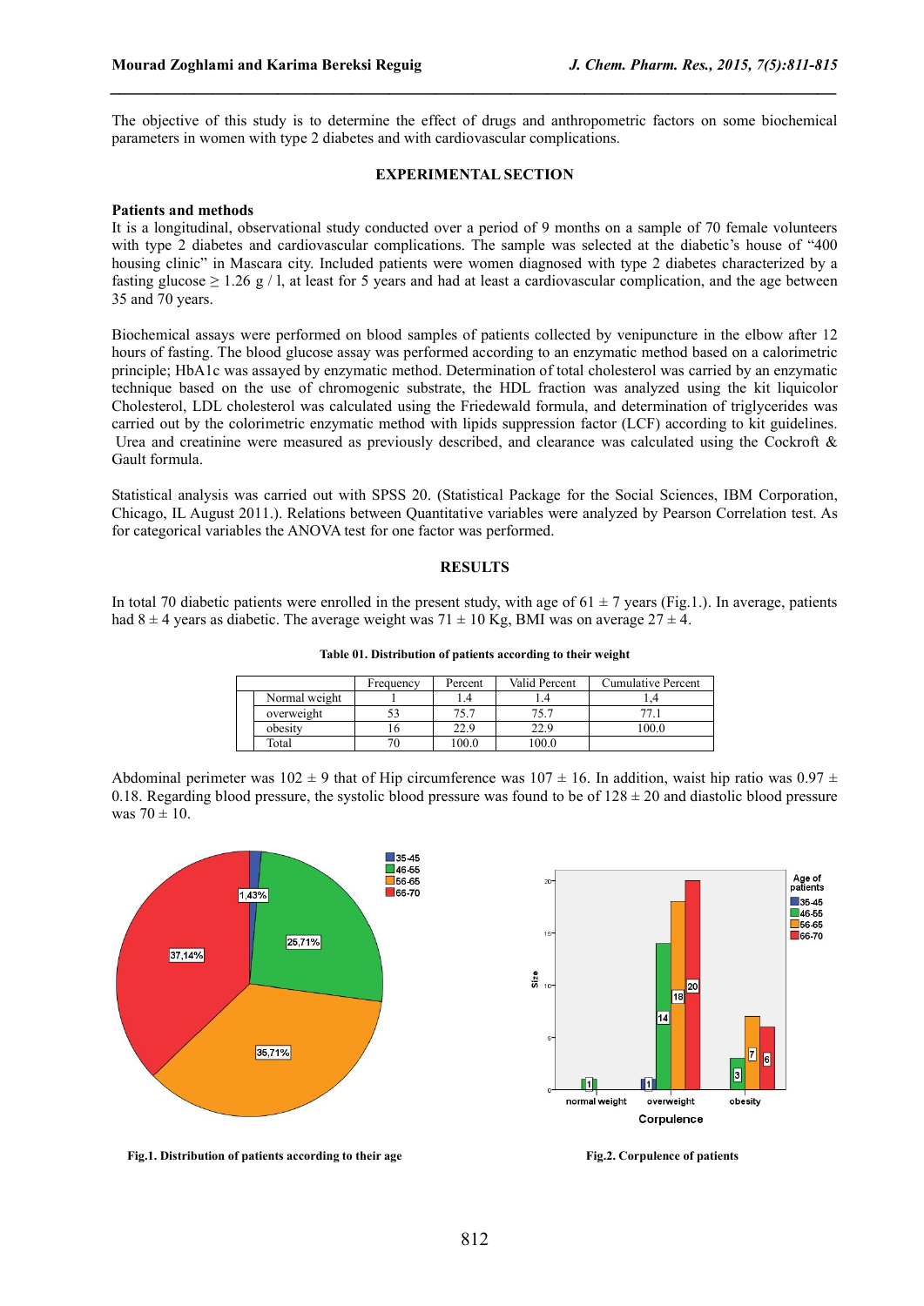The objective of this study is to determine the effect of drugs and anthropometric factors on some biochemical parameters in women with type 2 diabetes and with cardiovascular complications.

## EXPERIMENTAL SECTION

### Patients and methods

It is a longitudinal, observational study conducted over a period of 9 months on a sample of 70 female volunteers with type 2 diabetes and cardiovascular complications. The sample was selected at the diabetic's house of "400 housing clinic" in Mascara city. Included patients were women diagnosed with type 2 diabetes characterized by a fasting glucose $\geq$ 1.26 g / l, at least for 5 years and had at least a cardiovascular complication, and the age between 35 and 70 years.

Biochemical assays were performed on blood samples of patients collected by venipuncture in the elbow after 12 hours of fasting. The blood glucose assay was performed according to an enzymatic method based on a calorimetric principle; HbA1c was assayed by enzymatic method. Determination of total cholesterol was carried by an enzymatic technique based on the use of chromogenic substrate, the HDL fraction was analyzed using the kit liquicolor Cholesterol, LDL cholesterol was calculated using the Friedewald formula, and determination of triglycerides was carried out by the colorimetric enzymatic method with lipids suppression factor (LCF) according to kit guidelines. Urea and creatinine were measured as previously described, and clearance was calculated using the Cockroft & Gault formula.

Statistical analysis was carried out with SPSS 20. (Statistical Package for the Social Sciences, IBM Corporation, Chicago, IL August 2011.). Relations between Quantitative variables were analyzed by Pearson Correlation test. As for categorical variables the ANOVA test for one factor was performed.

## RESULTS

In total 70 diabetic patients were enrolled in the present study, with age of 61 ± 7 years (Fig.1.). In average, patients had 8 ± 4 years as diabetic. The average weight was 71 ± 10 Kg, BMI was on average 27 ± 4.

**Table 01. Distribution of patients according to their weight**

| | Frequency | Percent | Valid Percent | Cumulative Percent |
|---|---|---|---|---|
| Normal weight | 1 | 1.4 | 1.4 | 1,4 |
| overweight | 53 | 75.7 | 75.7 | 77.1 |
| obesity | 16 | 22.9 | 22.9 | 100.0 |
| Total | 70 | 100.0 | 100.0 | |

Abdominal perimeter was 102 ± 9 that of Hip circumference was 107 ± 16. In addition, waist hip ratio was 0.97 ± 0.18. Regarding blood pressure, the systolic blood pressure was found to be of 128 ± 20 and diastolic blood pressure was 70 ± 10.

**Fig.1. Distribution of patients according to their age**

**Fig.2. Corpulence of patients**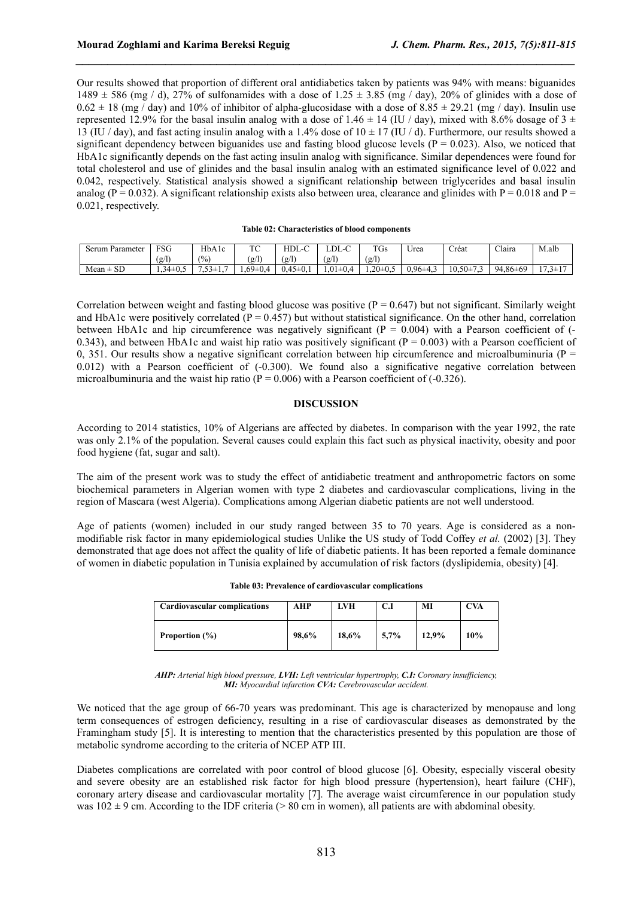Our results showed that proportion of different oral antidiabetics taken by patients was 94% with means: biguanides 1489 ± 586 (mg / d), 27% of sulfonamides with a dose of 1.25 ± 3.85 (mg / day), 20% of glinides with a dose of 0.62 ± 18 (mg / day) and 10% of inhibitor of alpha-glucosidase with a dose of 8.85 ± 29.21 (mg / day). Insulin use represented 12.9% for the basal insulin analog with a dose of 1.46 ± 14 (IU / day), mixed with 8.6% dosage of 3 ± 13 (IU / day), and fast acting insulin analog with a 1.4% dose of 10 ± 17 (IU / d). Furthermore, our results showed a significant dependency between biguanides use and fasting blood glucose levels ($P = 0.023$). Also, we noticed that HbA1c significantly depends on the fast acting insulin analog with significance. Similar dependences were found for total cholesterol and use of glinides and the basal insulin analog with an estimated significance level of 0.022 and 0.042, respectively. Statistical analysis showed a significant relationship between triglycerides and basal insulin analog ($P = 0.032$). A significant relationship exists also between urea, clearance and glinides with $P = 0.018$ and $P = 0.021$, respectively.

**Table 02: Characteristics of blood components**

| Serum Parameter | FSG (g/l) | HbA1c (%) | TC (g/l) | HDL-C (g/l) | LDL-C (g/l) | TGs (g/l) | Urea | Créat | Claira | M.alb |
|---|---|---|---|---|---|---|---|---|---|---|
| Mean ± SD | 1,34±0,5 | 7,53±1,7 | 1,69±0,4 | 0,45±0,1 | 1,01±0,4 | 1,20±0,5 | 0,96±4,3 | 10,50±7,3 | 94,86±69 | 17,3±17 |

Correlation between weight and fasting blood glucose was positive ($P = 0.647$) but not significant. Similarly weight and HbA1c were positively correlated ($P = 0.457$) but without statistical significance. On the other hand, correlation between HbA1c and hip circumference was negatively significant ($P = 0.004$) with a Pearson coefficient of (-0.343), and between HbA1c and waist hip ratio was positively significant ($P = 0.003$) with a Pearson coefficient of 0, 351. Our results show a negative significant correlation between hip circumference and microalbuminuria ($P = 0.012$) with a Pearson coefficient of (-0.300). We found also a significative negative correlation between microalbuminuria and the waist hip ratio ($P = 0.006$) with a Pearson coefficient of (-0.326).

## DISCUSSION

According to 2014 statistics, 10% of Algerians are affected by diabetes. In comparison with the year 1992, the rate was only 2.1% of the population. Several causes could explain this fact such as physical inactivity, obesity and poor food hygiene (fat, sugar and salt).

The aim of the present work was to study the effect of antidiabetic treatment and anthropometric factors on some biochemical parameters in Algerian women with type 2 diabetes and cardiovascular complications, living in the region of Mascara (west Algeria). Complications among Algerian diabetic patients are not well understood.

Age of patients (women) included in our study ranged between 35 to 70 years. Age is considered as a non-modifiable risk factor in many epidemiological studies Unlike the US study of Todd Coffey *et al.* (2002) [3]. They demonstrated that age does not affect the quality of life of diabetic patients. It has been reported a female dominance of women in diabetic population in Tunisia explained by accumulation of risk factors (dyslipidemia, obesity) [4].

**Table 03: Prevalence of cardiovascular complications**

| Cardiovascular complications | AHP | LVH | C.I | MI | CVA |
|---|---|---|---|---|---|
| **Proportion (%)** | **98,6%** | **18,6%** | **5,7%** | **12,9%** | **10%** |

***AHP:** Arterial high blood pressure, **LVH:** Left ventricular hypertrophy, **C.I:** Coronary insufficiency, **MI:** Myocardial infarction **CVA:** Cerebrovascular accident.*

We noticed that the age group of 66-70 years was predominant. This age is characterized by menopause and long term consequences of estrogen deficiency, resulting in a rise of cardiovascular diseases as demonstrated by the Framingham study [5]. It is interesting to mention that the characteristics presented by this population are those of metabolic syndrome according to the criteria of NCEP ATP III.

Diabetes complications are correlated with poor control of blood glucose [6]. Obesity, especially visceral obesity and severe obesity are an established risk factor for high blood pressure (hypertension), heart failure (CHF), coronary artery disease and cardiovascular mortality [7]. The average waist circumference in our population study was 102 ± 9 cm. According to the IDF criteria (> 80 cm in women), all patients are with abdominal obesity.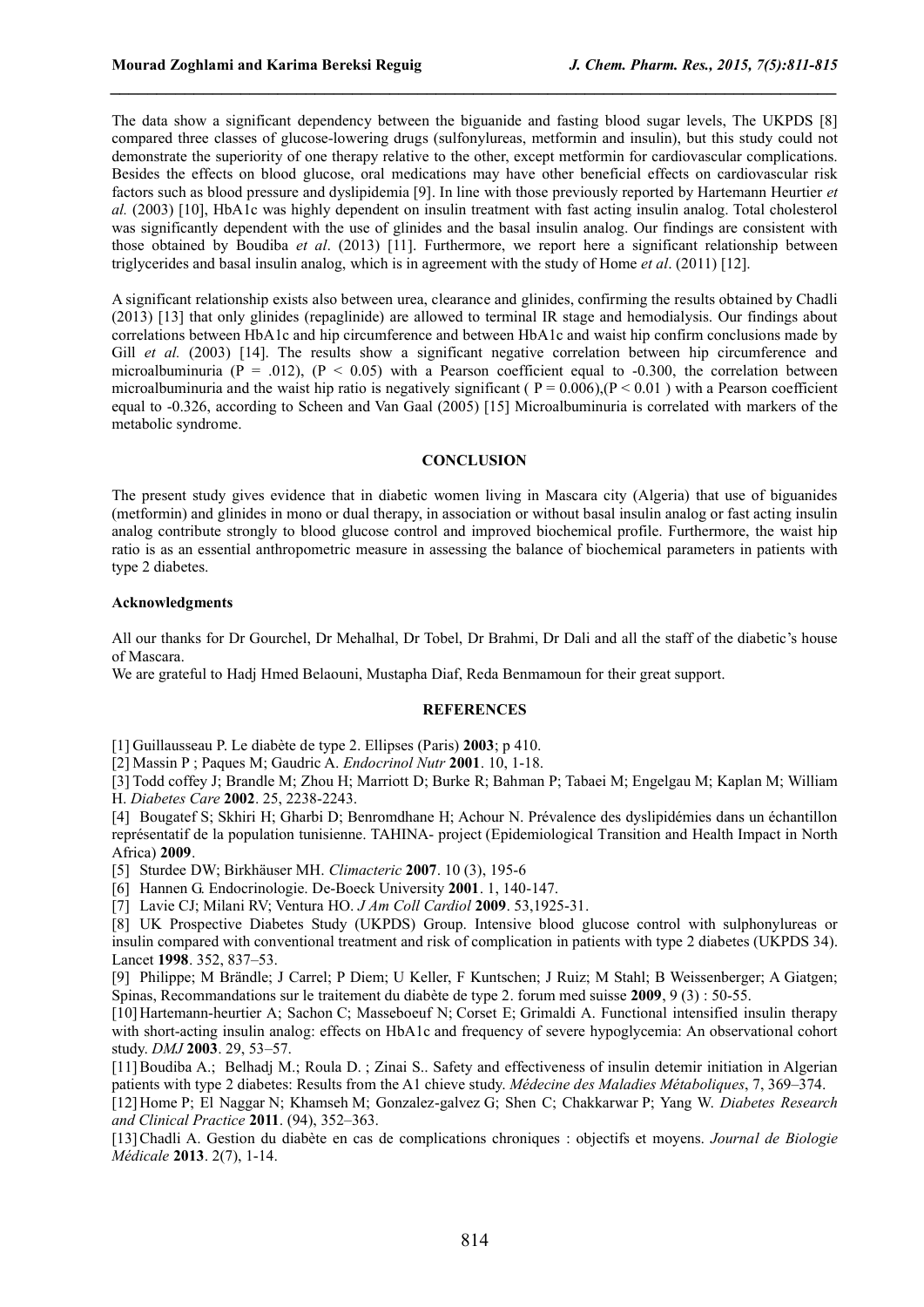The data show a significant dependency between the biguanide and fasting blood sugar levels, The UKPDS [8] compared three classes of glucose-lowering drugs (sulfonylureas, metformin and insulin), but this study could not demonstrate the superiority of one therapy relative to the other, except metformin for cardiovascular complications. Besides the effects on blood glucose, oral medications may have other beneficial effects on cardiovascular risk factors such as blood pressure and dyslipidemia [9]. In line with those previously reported by Hartemann Heurtier *et al.* (2003) [10], HbA1c was highly dependent on insulin treatment with fast acting insulin analog. Total cholesterol was significantly dependent with the use of glinides and the basal insulin analog. Our findings are consistent with those obtained by Boudiba *et al*. (2013) [11]. Furthermore, we report here a significant relationship between triglycerides and basal insulin analog, which is in agreement with the study of Home *et al*. (2011) [12].

A significant relationship exists also between urea, clearance and glinides, confirming the results obtained by Chadli (2013) [13] that only glinides (repaglinide) are allowed to terminal IR stage and hemodialysis. Our findings about correlations between HbA1c and hip circumference and between HbA1c and waist hip confirm conclusions made by Gill *et al.* (2003) [14]. The results show a significant negative correlation between hip circumference and microalbuminuria ($P = .012$), ($P < 0.05$) with a Pearson coefficient equal to -0.300, the correlation between microalbuminuria and the waist hip ratio is negatively significant ( $P = 0.006$),($P < 0.01$ ) with a Pearson coefficient equal to -0.326, according to Scheen and Van Gaal (2005) [15] Microalbuminuria is correlated with markers of the metabolic syndrome.

## CONCLUSION

The present study gives evidence that in diabetic women living in Mascara city (Algeria) that use of biguanides (metformin) and glinides in mono or dual therapy, in association or without basal insulin analog or fast acting insulin analog contribute strongly to blood glucose control and improved biochemical profile. Furthermore, the waist hip ratio is as an essential anthropometric measure in assessing the balance of biochemical parameters in patients with type 2 diabetes.

### Acknowledgments

All our thanks for Dr Gourchel, Dr Mehalhal, Dr Tobel, Dr Brahmi, Dr Dali and all the staff of the diabetic's house of Mascara.
We are grateful to Hadj Hmed Belaouni, Mustapha Diaf, Reda Benmamoun for their great support.

## REFERENCES

[1] Guillausseau P. Le diabète de type 2. Ellipses (Paris) **2003**; p 410.

[2] Massin P ; Paques M; Gaudric A. *Endocrinol Nutr* **2001**. 10, 1-18.

[3] Todd coffey J; Brandle M; Zhou H; Marriott D; Burke R; Bahman P; Tabaei M; Engelgau M; Kaplan M; William H. *Diabetes Care* **2002**. 25, 2238-2243.

[4] Bougatef S; Skhiri H; Gharbi D; Benromdhane H; Achour N. Prévalence des dyslipidémies dans un échantillon représentatif de la population tunisienne. TAHINA- project (Epidemiological Transition and Health Impact in North Africa) **2009**.

[5] Sturdee DW; Birkhäuser MH. *Climacteric* **2007**. 10 (3), 195-6

[6] Hannen G. Endocrinologie. De-Boeck University **2001**. 1, 140-147.

[7] Lavie CJ; Milani RV; Ventura HO. *J Am Coll Cardiol* **2009**. 53,1925-31.

[8] UK Prospective Diabetes Study (UKPDS) Group. Intensive blood glucose control with sulphonylureas or insulin compared with conventional treatment and risk of complication in patients with type 2 diabetes (UKPDS 34). Lancet **1998**. 352, 837–53.

[9] Philippe; M Brändle; J Carrel; P Diem; U Keller, F Kuntschen; J Ruiz; M Stahl; B Weissenberger; A Giatgen; Spinas, Recommandations sur le traitement du diabète de type 2. forum med suisse **2009**, 9 (3) : 50-55.

[10] Hartemann-heurtier A; Sachon C; Masseboeuf N; Corset E; Grimaldi A. Functional intensified insulin therapy with short-acting insulin analog: effects on HbA1c and frequency of severe hypoglycemia: An observational cohort study. *DMJ* **2003**. 29, 53–57.

[11] Boudiba A.; Belhadj M.; Roula D. ; Zinai S.. Safety and effectiveness of insulin detemir initiation in Algerian patients with type 2 diabetes: Results from the A1 chieve study. *Médecine des Maladies Métaboliques*, 7, 369–374.

[12] Home P; El Naggar N; Khamseh M; Gonzalez-galvez G; Shen C; Chakkarwar P; Yang W. *Diabetes Research and Clinical Practice* **2011**. (94), 352–363.

[13] Chadli A. Gestion du diabète en cas de complications chroniques : objectifs et moyens. *Journal de Biologie Médicale* **2013**. 2(7), 1-14.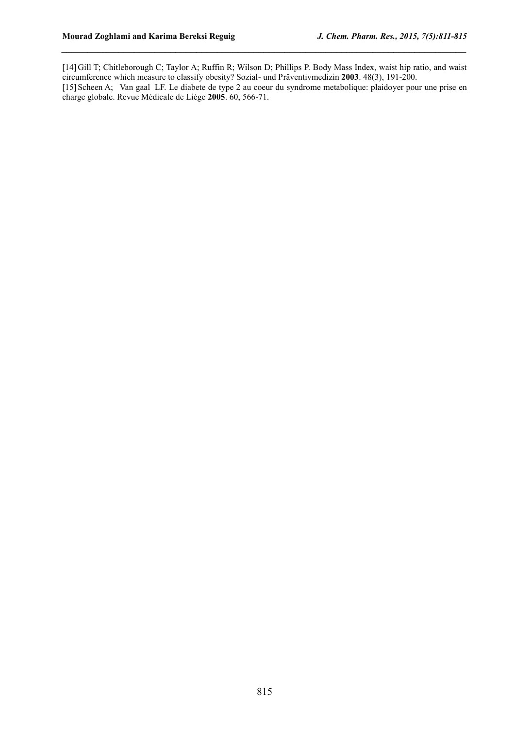[14] Gill T; Chitleborough C; Taylor A; Ruffin R; Wilson D; Phillips P. Body Mass Index, waist hip ratio, and waist circumference which measure to classify obesity? Sozial- und Präventivmedizin **2003**. 48(3), 191-200.

[15] Scheen A; Van gaal LF. Le diabete de type 2 au coeur du syndrome metabolique: plaidoyer pour une prise en charge globale. Revue Médicale de Liège **2005**. 60, 566-71.